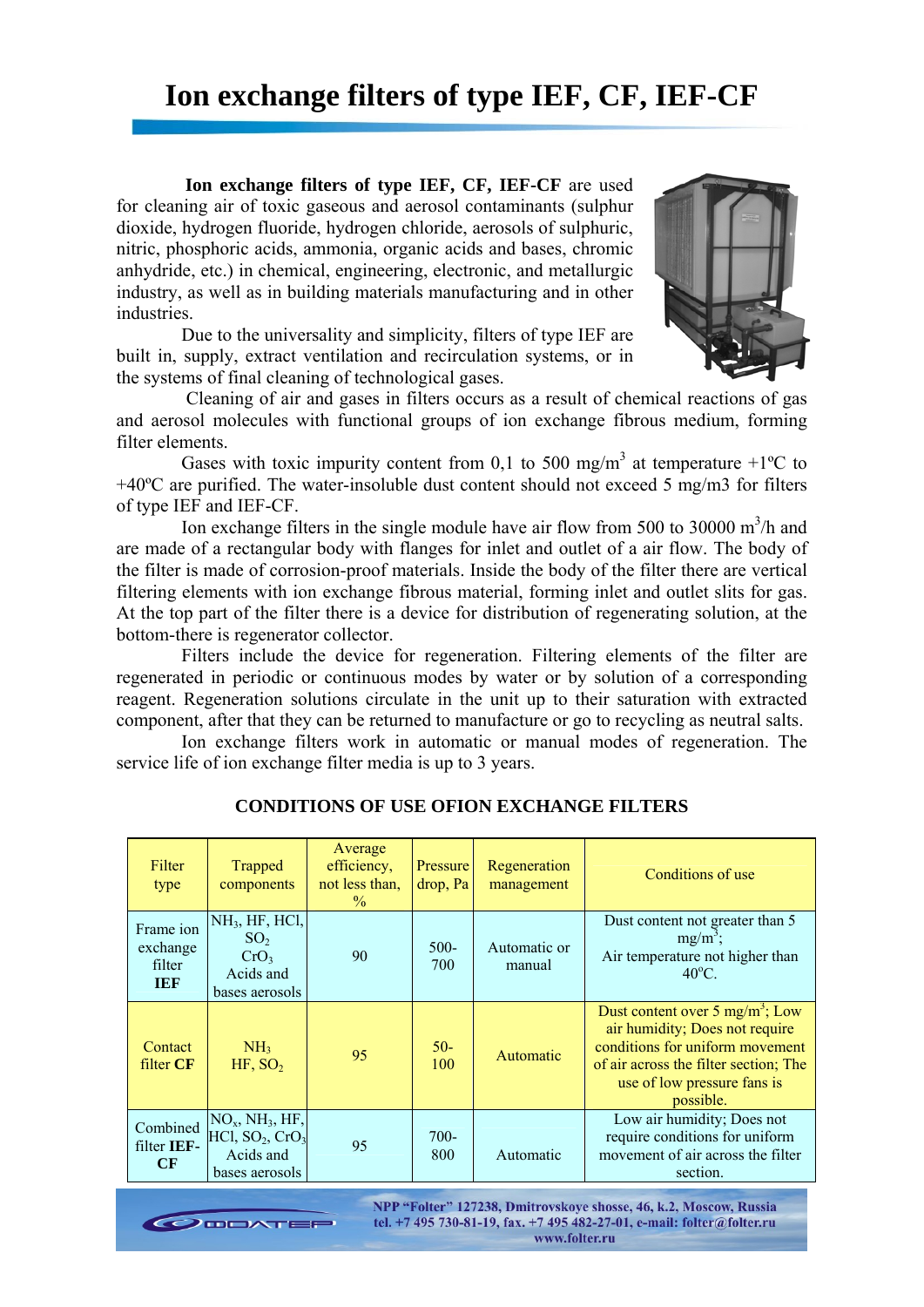# Ion exchange filters of type IEF, CF, IEF-CF

**Ion exchange filters of type IEF, CF, IEF-CF** are used for cleaning air of toxic gaseous and aerosol contaminants (sulphur dioxide, hydrogen fluoride, hydrogen chloride, aerosols of sulphuric, nitric, phosphoric acids, ammonia, organic acids and bases, chromic anhydride, etc.) in chemical, engineering, electronic, and metallurgic industry, as well as in building materials manufacturing and in other industries.

Due to the universality and simplicity, filters of type IEF are built in, supply, extract ventilation and recirculation systems, or in the systems of final cleaning of technological gases.

Cleaning of air and gases in filters occurs as a result of chemical reactions of gas and aerosol molecules with functional groups of ion exchange fibrous medium, forming filter elements.

Gases with toxic impurity content from 0,1 to 500 mg/m$^3$ at temperature +1ºC to +40ºC are purified. The water-insoluble dust content should not exceed 5 mg/m3 for filters of type IEF and IEF-CF.

Ion exchange filters in the single module have air flow from 500 to 30000 m$^3$/h and are made of a rectangular body with flanges for inlet and outlet of a air flow. The body of the filter is made of corrosion-proof materials. Inside the body of the filter there are vertical filtering elements with ion exchange fibrous material, forming inlet and outlet slits for gas. At the top part of the filter there is a device for distribution of regenerating solution, at the bottom-there is regenerator collector.

Filters include the device for regeneration. Filtering elements of the filter are regenerated in periodic or continuous modes by water or by solution of a corresponding reagent. Regeneration solutions circulate in the unit up to their saturation with extracted component, after that they can be returned to manufacture or go to recycling as neutral salts.

Ion exchange filters work in automatic or manual modes of regeneration. The service life of ion exchange filter media is up to 3 years.

### CONDITIONS OF USE OFION EXCHANGE FILTERS

| Filter type | Trapped components | Average efficiency, not less than, % | Pressure drop, Pa | Regeneration management | Conditions of use |
|---|---|---|---|---|---|
| Frame ion exchange filter **IEF** | $NH_3$, HF, HCl, $SO_2$ $CrO_3$ Acids and bases aerosols | 90 | 500-700 | Automatic or manual | Dust content not greater than 5 mg/m$^3$; Air temperature not higher than 40$^o$C. |
| Contact filter **CF** | $NH_3$ HF, $SO_2$ | 95 | 50-100 | Automatic | Dust content over 5 mg/m$^3$; Low air humidity; Does not require conditions for uniform movement of air across the filter section; The use of low pressure fans is possible. |
| Combined filter **IEF-CF** | $NO_x$, $NH_3$, HF, HCl, $SO_2$, $CrO_3$ Acids and bases aerosols | 95 | 700-800 | Automatic | Low air humidity; Does not require conditions for uniform movement of air across the filter section. |

NPP "Folter" 127238, Dmitrovskoye shosse, 46, k.2, Moscow, Russia
tel. +7 495 730-81-19, fax. +7 495 482-27-01, e-mail: folter@folter.ru
www.folter.ru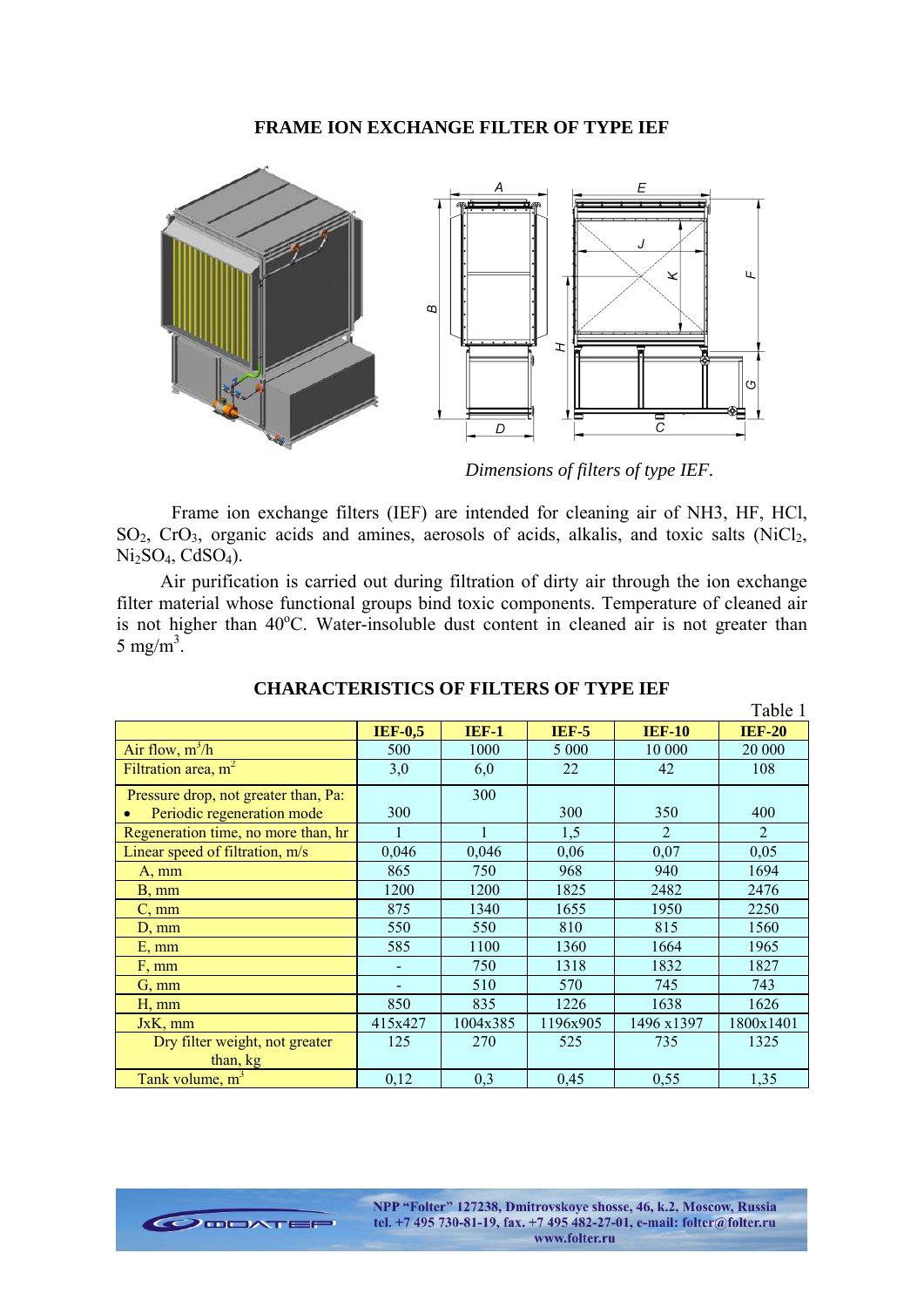# FRAME ION EXCHANGE FILTER OF TYPE IEF

*Dimensions of filters of type IEF.*

Frame ion exchange filters (IEF) are intended for cleaning air of NH3, HF, HCl, $SO_2$, $CrO_3$, organic acids and amines, aerosols of acids, alkalis, and toxic salts ($NiCl_2$, $Ni_2SO_4$, $CdSO_4$).

Air purification is carried out during filtration of dirty air through the ion exchange filter material whose functional groups bind toxic components. Temperature of cleaned air is not higher than 40°C. Water-insoluble dust content in cleaned air is not greater than 5 mg/m$^3$.

## CHARACTERISTICS OF FILTERS OF TYPE IEF

Table 1

| | IEF-0,5 | IEF-1 | IEF-5 | IEF-10 | IEF-20 |
|---|---|---|---|---|---|
| Air flow, m$^3$/h | 500 | 1000 | 5 000 | 10 000 | 20 000 |
| Filtration area, m$^2$ | 3,0 | 6,0 | 22 | 42 | 108 |
| Pressure drop, not greater than, Pa: • Periodic regeneration mode | 300 | 300 | 300 | 350 | 400 |
| Regeneration time, no more than, hr | 1 | 1 | 1,5 | 2 | 2 |
| Linear speed of filtration, m/s | 0,046 | 0,046 | 0,06 | 0,07 | 0,05 |
| A, mm | 865 | 750 | 968 | 940 | 1694 |
| B, mm | 1200 | 1200 | 1825 | 2482 | 2476 |
| C, mm | 875 | 1340 | 1655 | 1950 | 2250 |
| D, mm | 550 | 550 | 810 | 815 | 1560 |
| E, mm | 585 | 1100 | 1360 | 1664 | 1965 |
| F, mm | - | 750 | 1318 | 1832 | 1827 |
| G, mm | - | 510 | 570 | 745 | 743 |
| H, mm | 850 | 835 | 1226 | 1638 | 1626 |
| JxK, mm | 415x427 | 1004x385 | 1196x905 | 1496 x1397 | 1800x1401 |
| Dry filter weight, not greater than, kg | 125 | 270 | 525 | 735 | 1325 |
| Tank volume, m$^3$ | 0,12 | 0,3 | 0,45 | 0,55 | 1,35 |

NPP "Folter" 127238, Dmitrovskoye shosse, 46, k.2, Moscow, Russia
tel. +7 495 730-81-19, fax. +7 495 482-27-01, e-mail: folter@folter.ru
www.folter.ru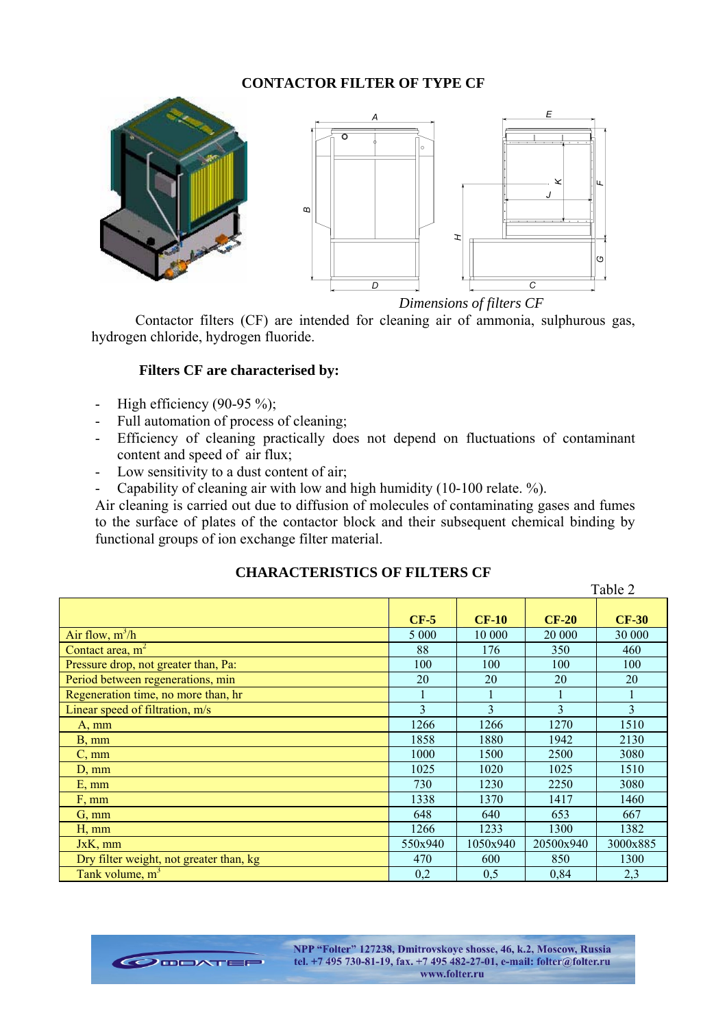# CONTACTOR FILTER OF TYPE CF

*Dimensions of filters CF*

Contactor filters (CF) are intended for cleaning air of ammonia, sulphurous gas, hydrogen chloride, hydrogen fluoride.

**Filters CF are characterised by:**

- High efficiency (90-95 %);
- Full automation of process of cleaning;
- Efficiency of cleaning practically does not depend on fluctuations of contaminant content and speed of air flux;
- Low sensitivity to a dust content of air;
- Capability of cleaning air with low and high humidity (10-100 relate. %).

Air cleaning is carried out due to diffusion of molecules of contaminating gases and fumes to the surface of plates of the contactor block and their subsequent chemical binding by functional groups of ion exchange filter material.

## CHARACTERISTICS OF FILTERS CF

Table 2

| | **CF-5** | **CF-10** | **CF-20** | **CF-30** |
|---|---|---|---|---|
| Air flow, $m^3/h$ | 5 000 | 10 000 | 20 000 | 30 000 |
| Contact area, $m^2$ | 88 | 176 | 350 | 460 |
| Pressure drop, not greater than, Pa: | 100 | 100 | 100 | 100 |
| Period between regenerations, min | 20 | 20 | 20 | 20 |
| Regeneration time, no more than, hr | 1 | 1 | 1 | 1 |
| Linear speed of filtration, m/s | 3 | 3 | 3 | 3 |
| A, mm | 1266 | 1266 | 1270 | 1510 |
| B, mm | 1858 | 1880 | 1942 | 2130 |
| C, mm | 1000 | 1500 | 2500 | 3080 |
| D, mm | 1025 | 1020 | 1025 | 1510 |
| E, mm | 730 | 1230 | 2250 | 3080 |
| F, mm | 1338 | 1370 | 1417 | 1460 |
| G, mm | 648 | 640 | 653 | 667 |
| H, mm | 1266 | 1233 | 1300 | 1382 |
| JxK, mm | 550x940 | 1050x940 | 20500x940 | 3000x885 |
| Dry filter weight, not greater than, kg | 470 | 600 | 850 | 1300 |
| Tank volume, $m^3$ | 0,2 | 0,5 | 0,84 | 2,3 |

NPP "Folter" 127238, Dmitrovskoye shosse, 46, k.2, Moscow, Russia
tel. +7 495 730-81-19, fax. +7 495 482-27-01, e-mail: folter@folter.ru
www.folter.ru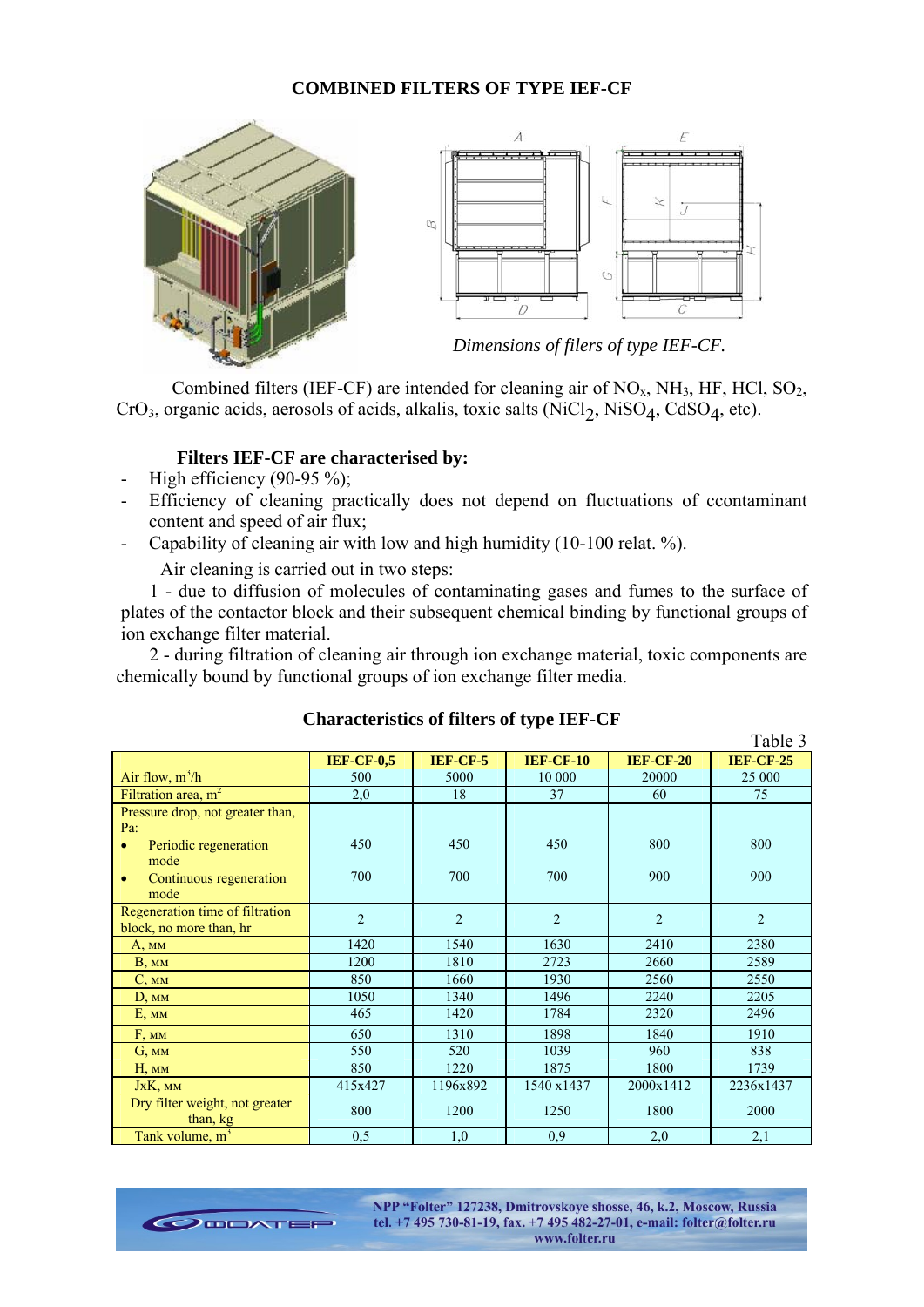# COMBINED FILTERS OF TYPE IEF-CF

*Dimensions of filers of type IEF-CF.*

Combined filters (IEF-CF) are intended for cleaning air of $NO_x$, $NH_3$, HF, HCl, $SO_2$, $CrO_3$, organic acids, aerosols of acids, alkalis, toxic salts ($NiCl_2$, $NiSO_4$, $CdSO_4$, etc).

**Filters IEF-CF are characterised by:**

- High efficiency (90-95 %);
- Efficiency of cleaning practically does not depend on fluctuations of ccontaminant content and speed of air flux;
- Capability of cleaning air with low and high humidity (10-100 relat. %).

Air cleaning is carried out in two steps:

1 - due to diffusion of molecules of contaminating gases and fumes to the surface of plates of the contactor block and their subsequent chemical binding by functional groups of ion exchange filter material.

2 - during filtration of cleaning air through ion exchange material, toxic components are chemically bound by functional groups of ion exchange filter media.

**Characteristics of filters of type IEF-CF**

Table 3

| | IEF-CF-0,5 | IEF-CF-5 | IEF-CF-10 | IEF-CF-20 | IEF-CF-25 |
|---|---|---|---|---|---|
| Air flow, $m^3/h$ | 500 | 5000 | 10 000 | 20000 | 25 000 |
| Filtration area, $m^2$ | 2,0 | 18 | 37 | 60 | 75 |
| Pressure drop, not greater than, Pa: | | | | | |
| • Periodic regeneration mode | 450 | 450 | 450 | 800 | 800 |
| • Continuous regeneration mode | 700 | 700 | 700 | 900 | 900 |
| Regeneration time of filtration block, no more than, hr | 2 | 2 | 2 | 2 | 2 |
| A, мм | 1420 | 1540 | 1630 | 2410 | 2380 |
| B, мм | 1200 | 1810 | 2723 | 2660 | 2589 |
| C, мм | 850 | 1660 | 1930 | 2560 | 2550 |
| D, мм | 1050 | 1340 | 1496 | 2240 | 2205 |
| E, мм | 465 | 1420 | 1784 | 2320 | 2496 |
| F, мм | 650 | 1310 | 1898 | 1840 | 1910 |
| G, мм | 550 | 520 | 1039 | 960 | 838 |
| H, мм | 850 | 1220 | 1875 | 1800 | 1739 |
| JxK, мм | 415x427 | 1196x892 | 1540 x1437 | 2000x1412 | 2236x1437 |
| Dry filter weight, not greater than, kg | 800 | 1200 | 1250 | 1800 | 2000 |
| Tank volume, $m^3$ | 0,5 | 1,0 | 0,9 | 2,0 | 2,1 |

NPP "Folter" 127238, Dmitrovskoye shosse, 46, k.2, Moscow, Russia
tel. +7 495 730-81-19, fax. +7 495 482-27-01, e-mail: folter@folter.ru
www.folter.ru